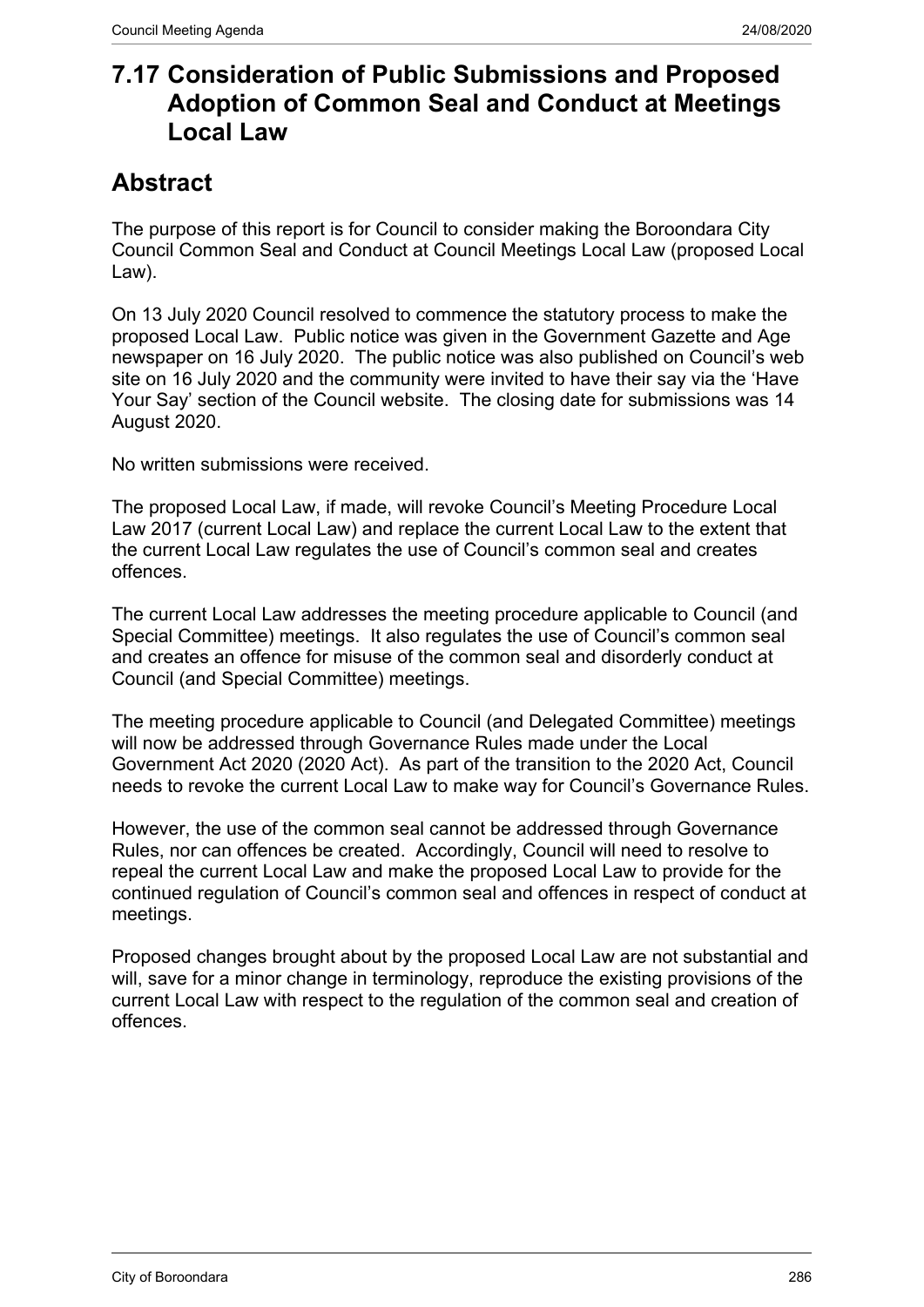# 7.17 Consideration of Public Submissions and Proposed Adoption of Common Seal and Conduct at Meetings Local Law

## Abstract

The purpose of this report is for Council to consider making the Boroondara City Council Common Seal and Conduct at Council Meetings Local Law (proposed Local Law).

On 13 July 2020 Council resolved to commence the statutory process to make the proposed Local Law. Public notice was given in the Government Gazette and Age newspaper on 16 July 2020. The public notice was also published on Council's web site on 16 July 2020 and the community were invited to have their say via the 'Have Your Say' section of the Council website. The closing date for submissions was 14 August 2020.

No written submissions were received.

The proposed Local Law, if made, will revoke Council's Meeting Procedure Local Law 2017 (current Local Law) and replace the current Local Law to the extent that the current Local Law regulates the use of Council's common seal and creates offences.

The current Local Law addresses the meeting procedure applicable to Council (and Special Committee) meetings. It also regulates the use of Council's common seal and creates an offence for misuse of the common seal and disorderly conduct at Council (and Special Committee) meetings.

The meeting procedure applicable to Council (and Delegated Committee) meetings will now be addressed through Governance Rules made under the Local Government Act 2020 (2020 Act). As part of the transition to the 2020 Act, Council needs to revoke the current Local Law to make way for Council's Governance Rules.

However, the use of the common seal cannot be addressed through Governance Rules, nor can offences be created. Accordingly, Council will need to resolve to repeal the current Local Law and make the proposed Local Law to provide for the continued regulation of Council's common seal and offences in respect of conduct at meetings.

Proposed changes brought about by the proposed Local Law are not substantial and will, save for a minor change in terminology, reproduce the existing provisions of the current Local Law with respect to the regulation of the common seal and creation of offences.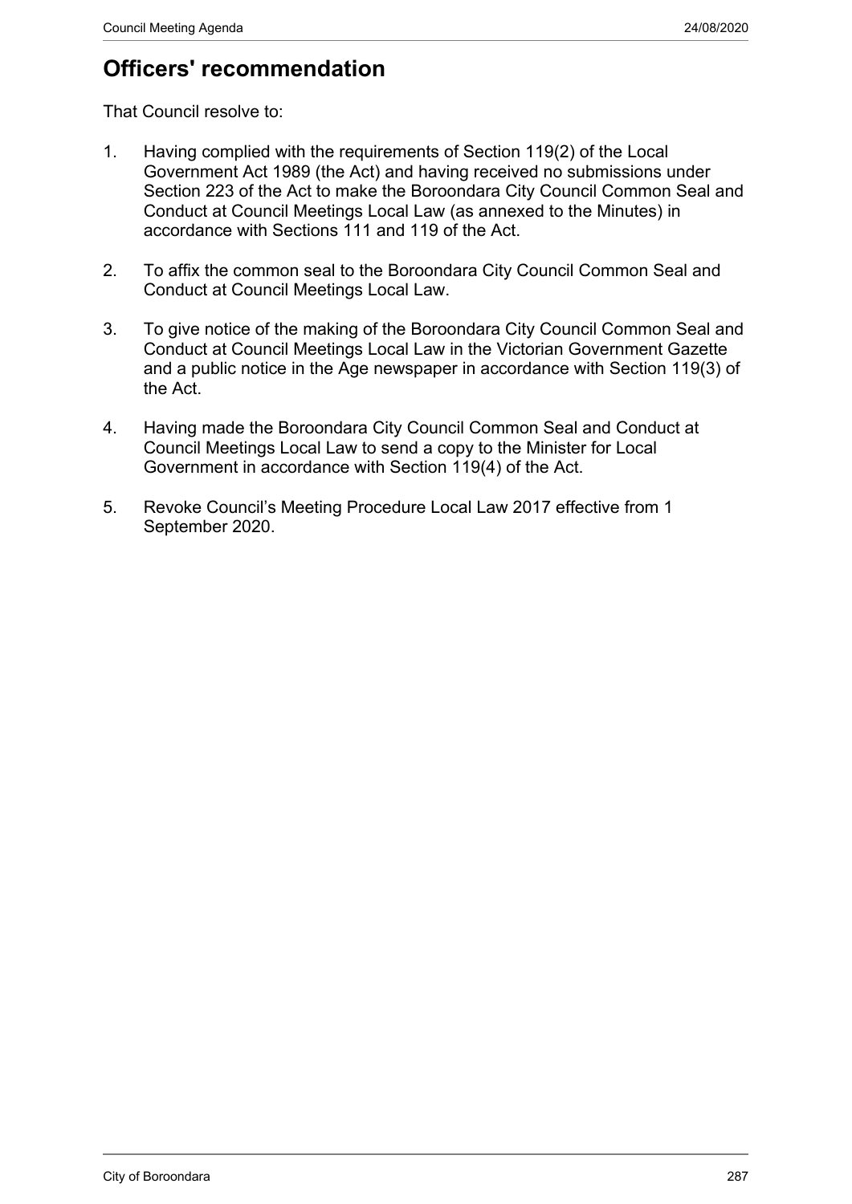# Officers' recommendation

That Council resolve to:

1. Having complied with the requirements of Section 119(2) of the Local Government Act 1989 (the Act) and having received no submissions under Section 223 of the Act to make the Boroondara City Council Common Seal and Conduct at Council Meetings Local Law (as annexed to the Minutes) in accordance with Sections 111 and 119 of the Act.

2. To affix the common seal to the Boroondara City Council Common Seal and Conduct at Council Meetings Local Law.

3. To give notice of the making of the Boroondara City Council Common Seal and Conduct at Council Meetings Local Law in the Victorian Government Gazette and a public notice in the Age newspaper in accordance with Section 119(3) of the Act.

4. Having made the Boroondara City Council Common Seal and Conduct at Council Meetings Local Law to send a copy to the Minister for Local Government in accordance with Section 119(4) of the Act.

5. Revoke Council's Meeting Procedure Local Law 2017 effective from 1 September 2020.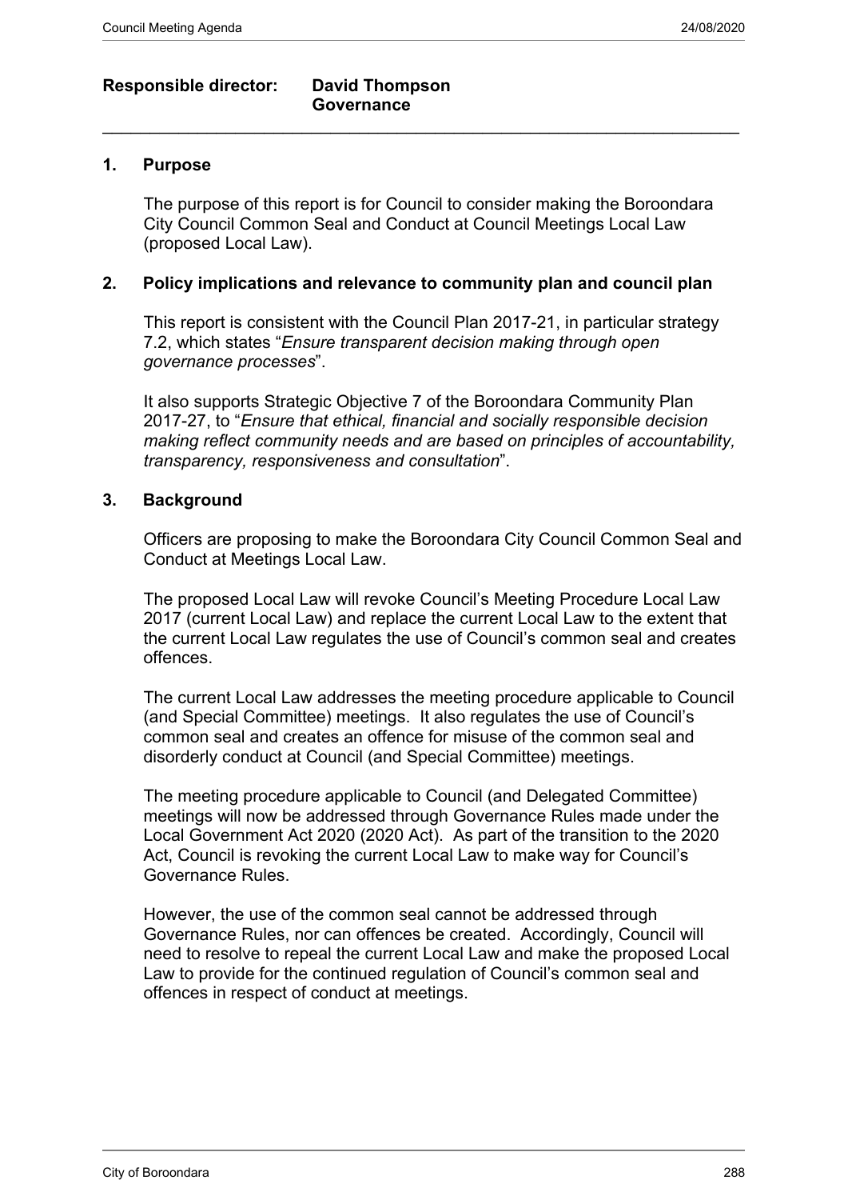**Responsible director: David Thompson**
**Governance**

---

## 1. Purpose

The purpose of this report is for Council to consider making the Boroondara City Council Common Seal and Conduct at Council Meetings Local Law (proposed Local Law).

## 2. Policy implications and relevance to community plan and council plan

This report is consistent with the Council Plan 2017-21, in particular strategy 7.2, which states "*Ensure transparent decision making through open governance processes*".

It also supports Strategic Objective 7 of the Boroondara Community Plan 2017-27, to "*Ensure that ethical, financial and socially responsible decision making reflect community needs and are based on principles of accountability, transparency, responsiveness and consultation*".

## 3. Background

Officers are proposing to make the Boroondara City Council Common Seal and Conduct at Meetings Local Law.

The proposed Local Law will revoke Council's Meeting Procedure Local Law 2017 (current Local Law) and replace the current Local Law to the extent that the current Local Law regulates the use of Council's common seal and creates offences.

The current Local Law addresses the meeting procedure applicable to Council (and Special Committee) meetings. It also regulates the use of Council's common seal and creates an offence for misuse of the common seal and disorderly conduct at Council (and Special Committee) meetings.

The meeting procedure applicable to Council (and Delegated Committee) meetings will now be addressed through Governance Rules made under the Local Government Act 2020 (2020 Act). As part of the transition to the 2020 Act, Council is revoking the current Local Law to make way for Council's Governance Rules.

However, the use of the common seal cannot be addressed through Governance Rules, nor can offences be created. Accordingly, Council will need to resolve to repeal the current Local Law and make the proposed Local Law to provide for the continued regulation of Council's common seal and offences in respect of conduct at meetings.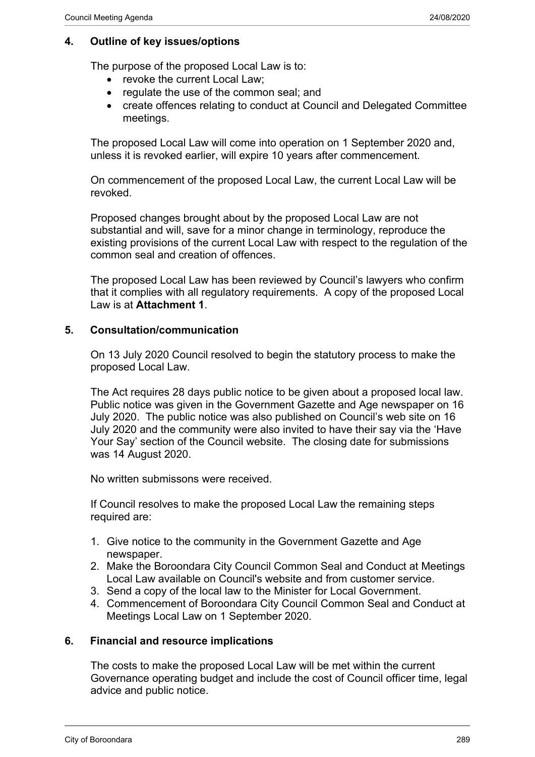## 4. Outline of key issues/options

The purpose of the proposed Local Law is to:

- revoke the current Local Law;
- regulate the use of the common seal; and
- create offences relating to conduct at Council and Delegated Committee meetings.

The proposed Local Law will come into operation on 1 September 2020 and, unless it is revoked earlier, will expire 10 years after commencement.

On commencement of the proposed Local Law, the current Local Law will be revoked.

Proposed changes brought about by the proposed Local Law are not substantial and will, save for a minor change in terminology, reproduce the existing provisions of the current Local Law with respect to the regulation of the common seal and creation of offences.

The proposed Local Law has been reviewed by Council's lawyers who confirm that it complies with all regulatory requirements. A copy of the proposed Local Law is at **Attachment 1**.

## 5. Consultation/communication

On 13 July 2020 Council resolved to begin the statutory process to make the proposed Local Law.

The Act requires 28 days public notice to be given about a proposed local law. Public notice was given in the Government Gazette and Age newspaper on 16 July 2020. The public notice was also published on Council's web site on 16 July 2020 and the community were also invited to have their say via the 'Have Your Say' section of the Council website. The closing date for submissions was 14 August 2020.

No written submissons were received.

If Council resolves to make the proposed Local Law the remaining steps required are:

1. Give notice to the community in the Government Gazette and Age newspaper.
2. Make the Boroondara City Council Common Seal and Conduct at Meetings Local Law available on Council's website and from customer service.
3. Send a copy of the local law to the Minister for Local Government.
4. Commencement of Boroondara City Council Common Seal and Conduct at Meetings Local Law on 1 September 2020.

## 6. Financial and resource implications

The costs to make the proposed Local Law will be met within the current Governance operating budget and include the cost of Council officer time, legal advice and public notice.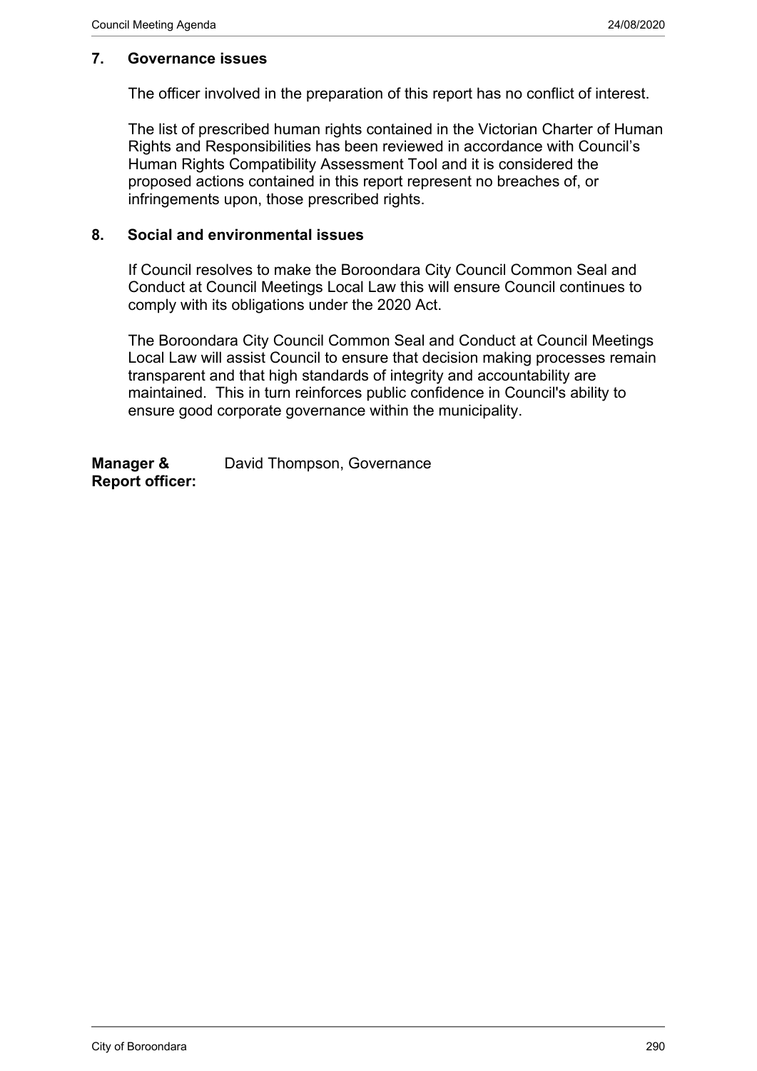## 7. Governance issues

The officer involved in the preparation of this report has no conflict of interest.

The list of prescribed human rights contained in the Victorian Charter of Human Rights and Responsibilities has been reviewed in accordance with Council's Human Rights Compatibility Assessment Tool and it is considered the proposed actions contained in this report represent no breaches of, or infringements upon, those prescribed rights.

## 8. Social and environmental issues

If Council resolves to make the Boroondara City Council Common Seal and Conduct at Council Meetings Local Law this will ensure Council continues to comply with its obligations under the 2020 Act.

The Boroondara City Council Common Seal and Conduct at Council Meetings Local Law will assist Council to ensure that decision making processes remain transparent and that high standards of integrity and accountability are maintained. This in turn reinforces public confidence in Council's ability to ensure good corporate governance within the municipality.

**Manager & Report officer:** David Thompson, Governance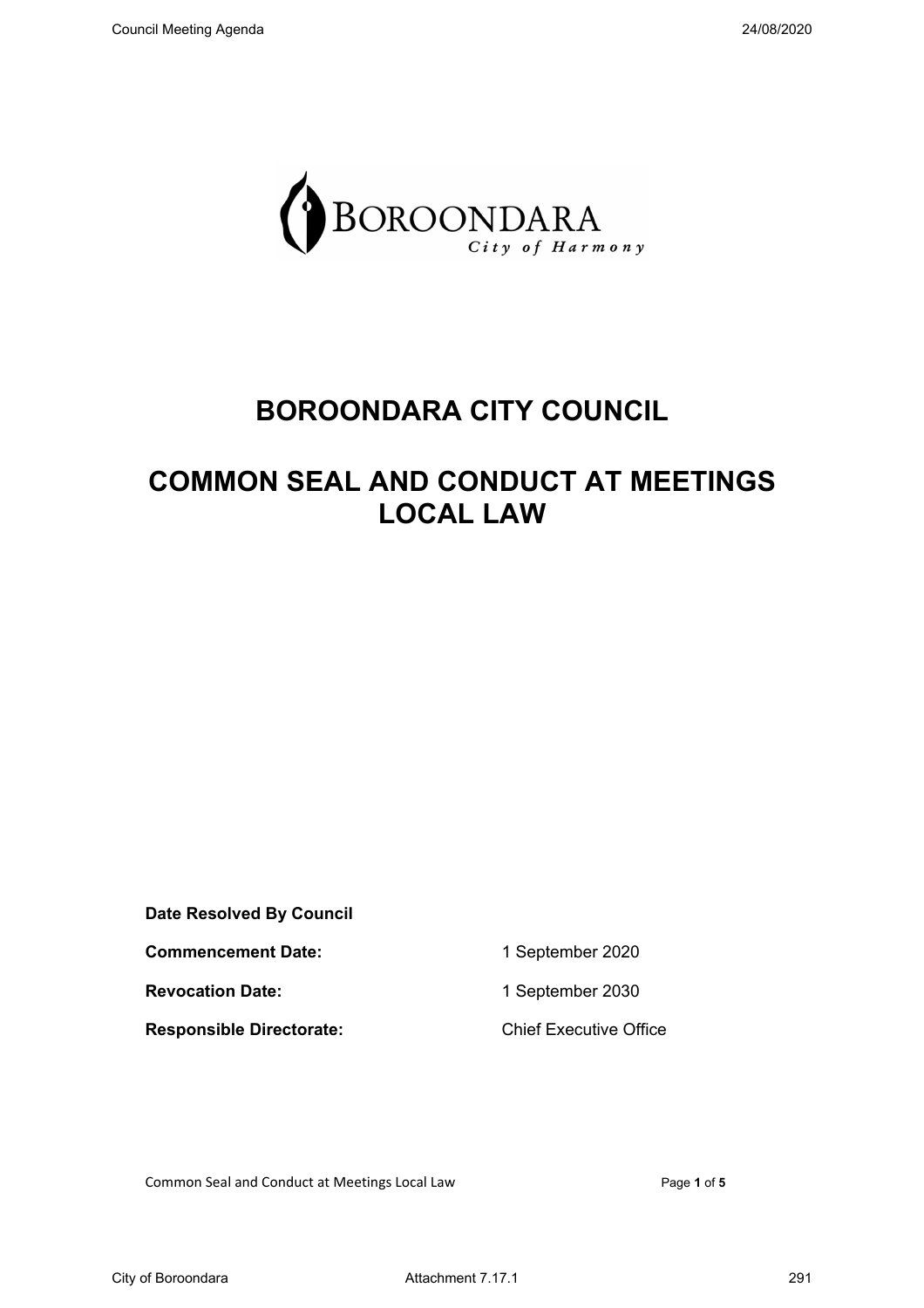# BOROONDARA CITY COUNCIL

# COMMON SEAL AND CONDUCT AT MEETINGS LOCAL LAW

| | |
|---|---|
| **Date Resolved By Council** | |
| **Commencement Date:** | 1 September 2020 |
| **Revocation Date:** | 1 September 2030 |
| **Responsible Directorate:** | Chief Executive Office |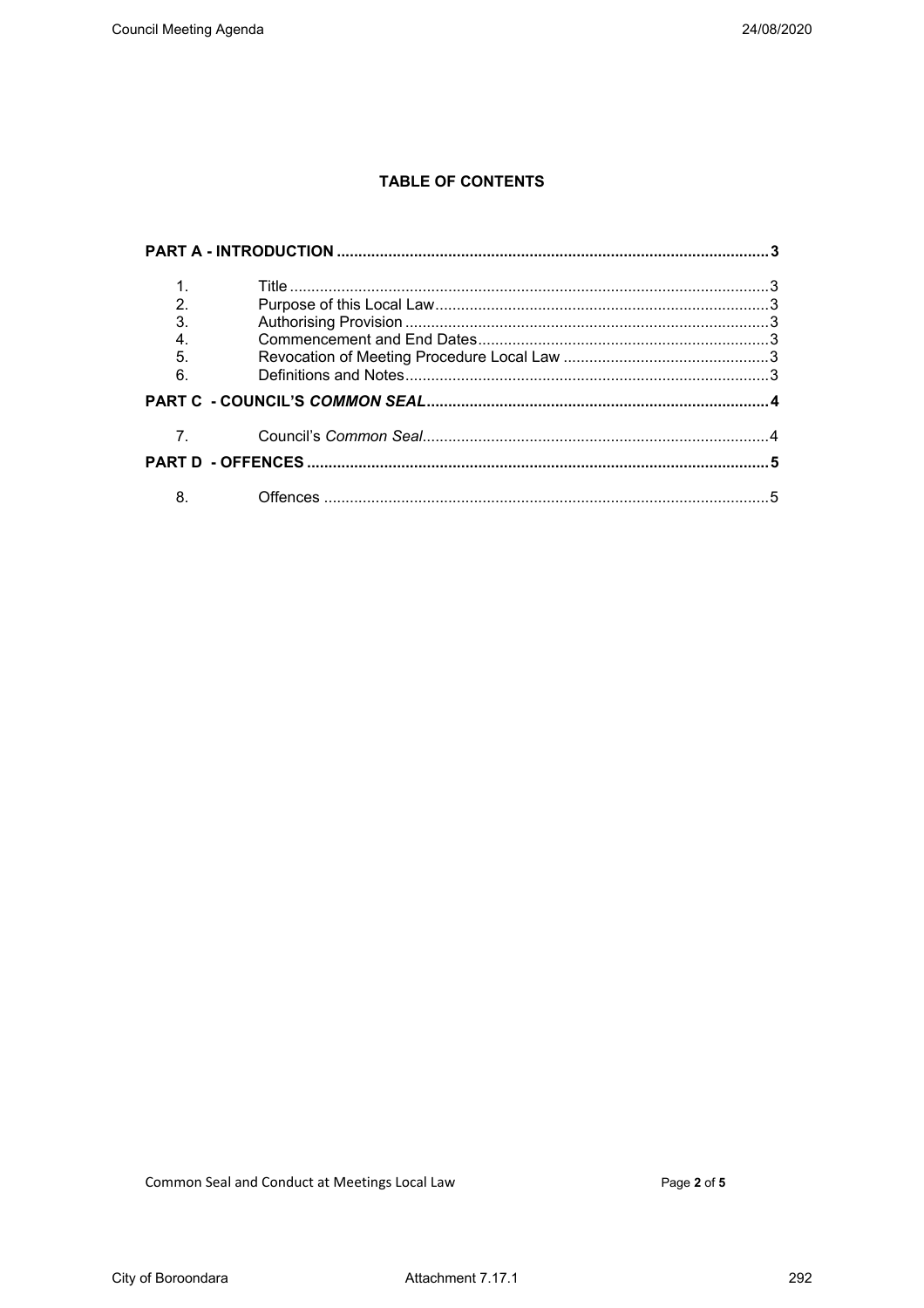**TABLE OF CONTENTS**

| | | |
|---|---|---|
| **PART A - INTRODUCTION** | | **3** |
| 1. | Title | 3 |
| 2. | Purpose of this Local Law | 3 |
| 3. | Authorising Provision | 3 |
| 4. | Commencement and End Dates | 3 |
| 5. | Revocation of Meeting Procedure Local Law | 3 |
| 6. | Definitions and Notes | 3 |
| **PART C - COUNCIL'S *COMMON SEAL*** | | **4** |
| 7. | Council's *Common Seal* | 4 |
| **PART D - OFFENCES** | | **5** |
| 8. | Offences | 5 |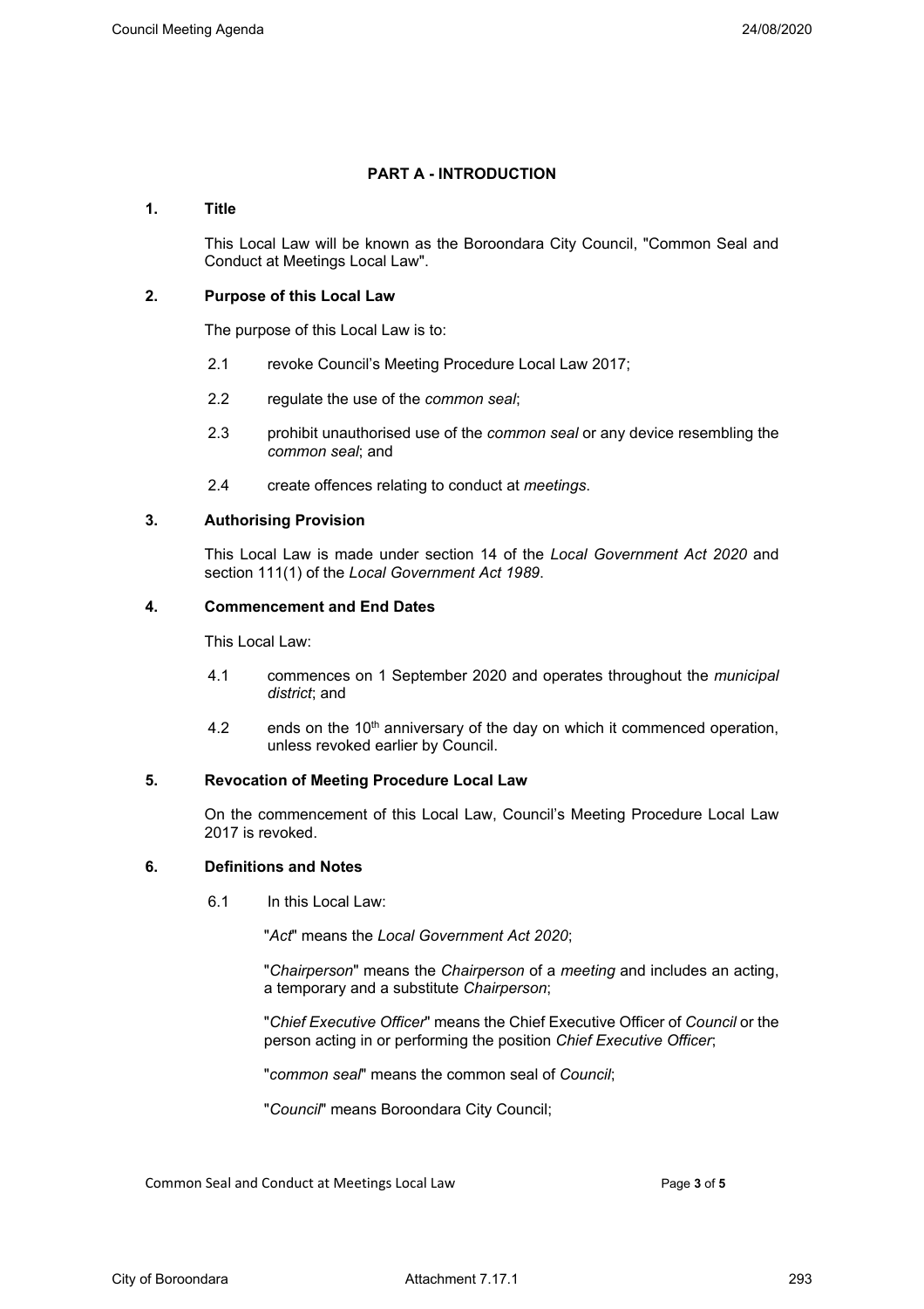## PART A - INTRODUCTION

### 1. Title

This Local Law will be known as the Boroondara City Council, "Common Seal and Conduct at Meetings Local Law".

### 2. Purpose of this Local Law

The purpose of this Local Law is to:

2.1 revoke Council's Meeting Procedure Local Law 2017;

2.2 regulate the use of the *common seal*;

2.3 prohibit unauthorised use of the *common seal* or any device resembling the *common seal*; and

2.4 create offences relating to conduct at *meetings*.

### 3. Authorising Provision

This Local Law is made under section 14 of the *Local Government Act 2020* and section 111(1) of the *Local Government Act 1989*.

### 4. Commencement and End Dates

This Local Law:

4.1 commences on 1 September 2020 and operates throughout the *municipal district*; and

4.2 ends on the 10th anniversary of the day on which it commenced operation, unless revoked earlier by Council.

### 5. Revocation of Meeting Procedure Local Law

On the commencement of this Local Law, Council's Meeting Procedure Local Law 2017 is revoked.

### 6. Definitions and Notes

6.1 In this Local Law:

"*Act*" means the *Local Government Act 2020*;

"*Chairperson*" means the *Chairperson* of a *meeting* and includes an acting, a temporary and a substitute *Chairperson*;

"*Chief Executive Officer*" means the Chief Executive Officer of *Council* or the person acting in or performing the position *Chief Executive Officer*;

"*common seal*" means the common seal of *Council*;

"*Council*" means Boroondara City Council;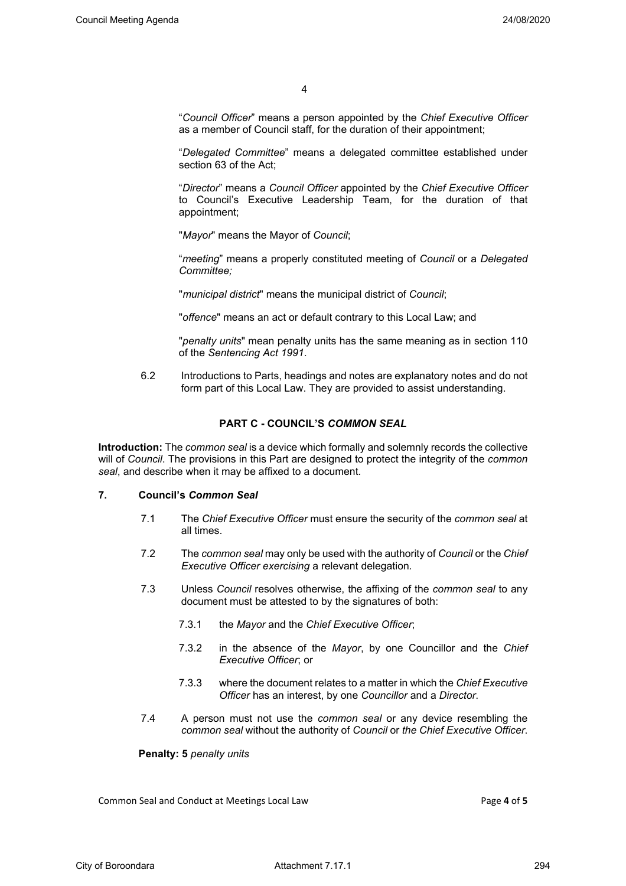"*Council Officer*" means a person appointed by the *Chief Executive Officer* as a member of Council staff, for the duration of their appointment;

"*Delegated Committee*" means a delegated committee established under section 63 of the Act;

"*Director*" means a *Council Officer* appointed by the *Chief Executive Officer* to Council's Executive Leadership Team, for the duration of that appointment;

"*Mayor*" means the Mayor of *Council*;

"*meeting*" means a properly constituted meeting of *Council* or a *Delegated Committee;*

"*municipal district*" means the municipal district of *Council*;

"*offence*" means an act or default contrary to this Local Law; and

"*penalty units*" mean penalty units has the same meaning as in section 110 of the *Sentencing Act 1991*.

6.2 Introductions to Parts, headings and notes are explanatory notes and do not form part of this Local Law. They are provided to assist understanding.

## PART C - COUNCIL'S *COMMON SEAL*

**Introduction:** The *common seal* is a device which formally and solemnly records the collective will of *Council*. The provisions in this Part are designed to protect the integrity of the *common seal*, and describe when it may be affixed to a document.

### 7. Council's *Common Seal*

7.1 The *Chief Executive Officer* must ensure the security of the *common seal* at all times.

7.2 The *common seal* may only be used with the authority of *Council* or the *Chief Executive Officer exercising* a relevant delegation.

7.3 Unless *Council* resolves otherwise, the affixing of the *common seal* to any document must be attested to by the signatures of both:

7.3.1 the *Mayor* and the *Chief Executive Officer*;

7.3.2 in the absence of the *Mayor*, by one Councillor and the *Chief Executive Officer*; or

7.3.3 where the document relates to a matter in which the *Chief Executive Officer* has an interest, by one *Councillor* and a *Director*.

7.4 A person must not use the *common seal* or any device resembling the *common seal* without the authority of *Council* or *the Chief Executive Officer*.

**Penalty: 5** *penalty units*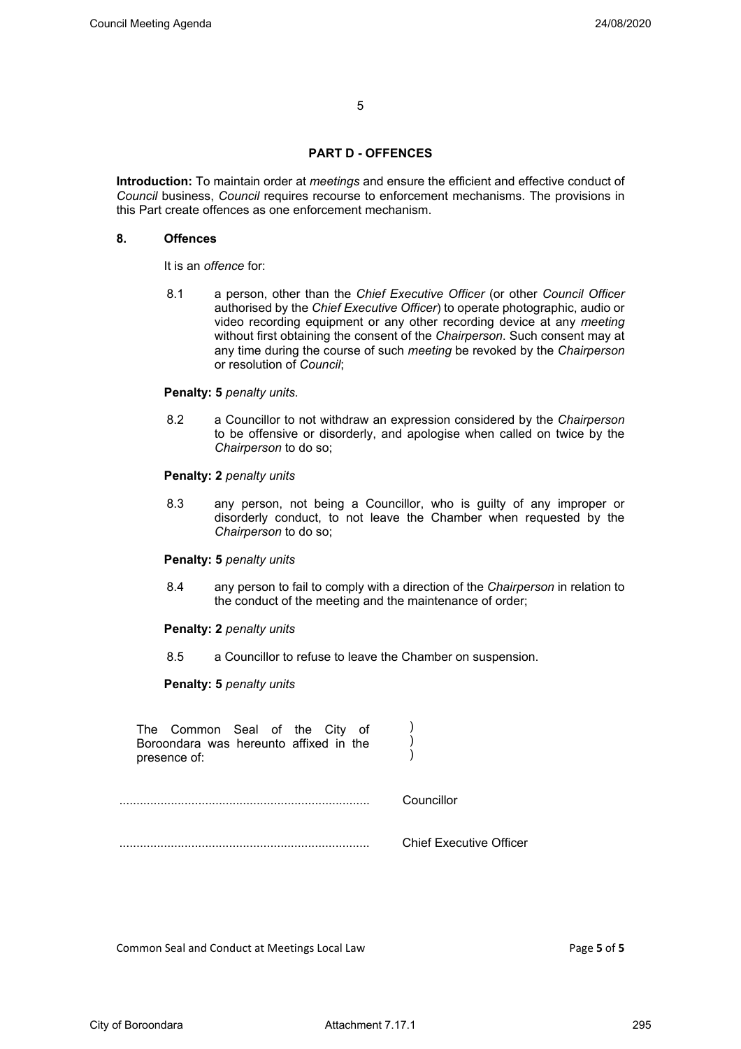## PART D - OFFENCES

**Introduction:** To maintain order at *meetings* and ensure the efficient and effective conduct of *Council* business, *Council* requires recourse to enforcement mechanisms. The provisions in this Part create offences as one enforcement mechanism.

### 8. Offences

It is an *offence* for:

8.1 a person, other than the *Chief Executive Officer* (or other *Council Officer* authorised by the *Chief Executive Officer*) to operate photographic, audio or video recording equipment or any other recording device at any *meeting* without first obtaining the consent of the *Chairperson*. Such consent may at any time during the course of such *meeting* be revoked by the *Chairperson* or resolution of *Council*;

**Penalty: 5** *penalty units.*

8.2 a Councillor to not withdraw an expression considered by the *Chairperson* to be offensive or disorderly, and apologise when called on twice by the *Chairperson* to do so;

**Penalty: 2** *penalty units*

8.3 any person, not being a Councillor, who is guilty of any improper or disorderly conduct, to not leave the Chamber when requested by the *Chairperson* to do so;

**Penalty: 5** *penalty units*

8.4 any person to fail to comply with a direction of the *Chairperson* in relation to the conduct of the meeting and the maintenance of order;

**Penalty: 2** *penalty units*

8.5 a Councillor to refuse to leave the Chamber on suspension.

**Penalty: 5** *penalty units*

The Common Seal of the City of Boroondara was hereunto affixed in the presence of: )

........................................................................ Councillor

........................................................................ Chief Executive Officer